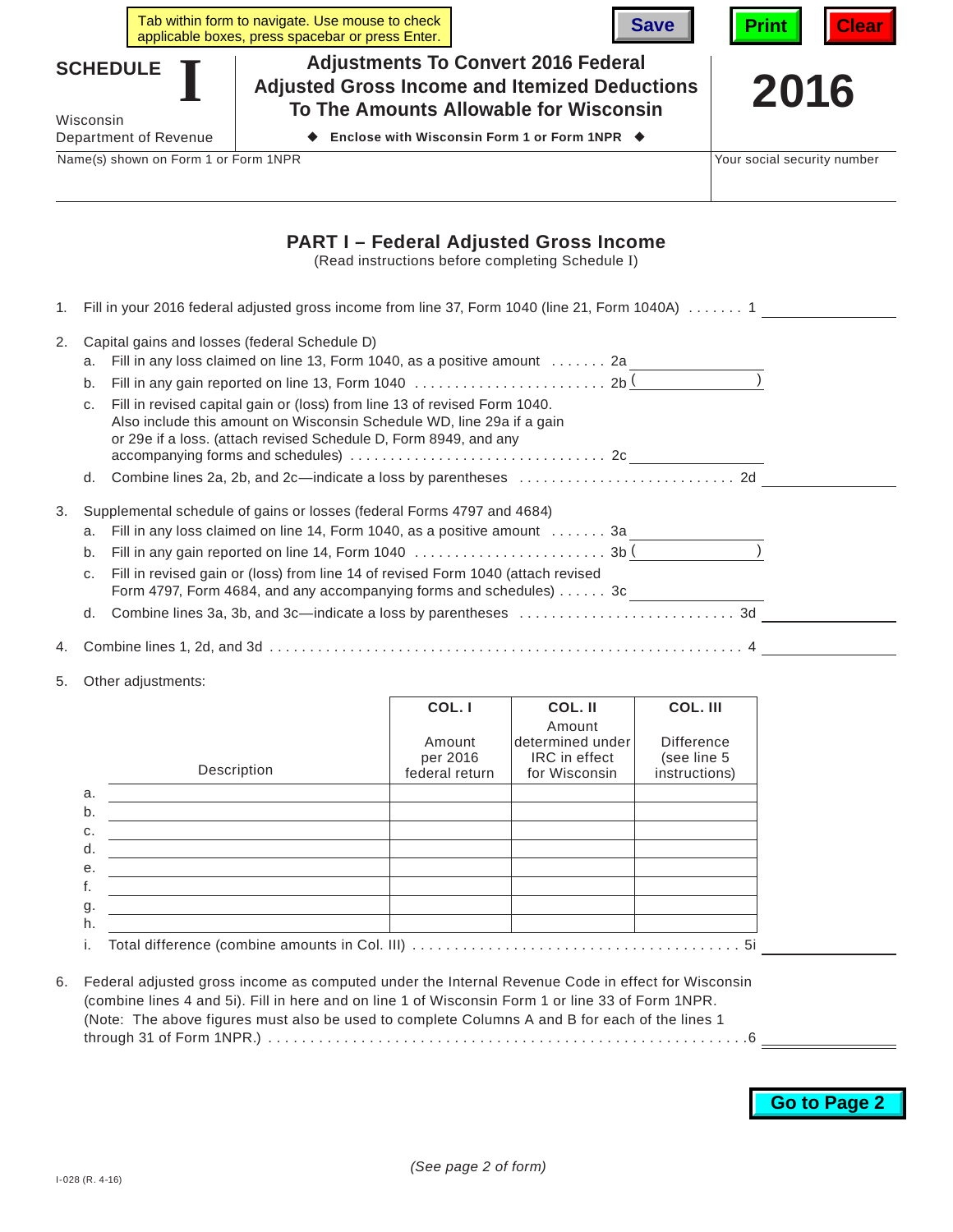Tab within form to navigate. Use mouse to check applicable boxes, press spacebar or press Enter.

Save | Print | Clear

# SCHEDULE I

Wisconsin
Department of Revenue

## Adjustments To Convert 2016 Federal Adjusted Gross Income and Itemized Deductions To The Amounts Allowable for Wisconsin

◆ **Enclose with Wisconsin Form 1 or Form 1NPR** ◆

# 2016

Name(s) shown on Form 1 or Form 1NPR | Your social security number

## PART I – Federal Adjusted Gross Income

(Read instructions before completing Schedule I)

1. Fill in your 2016 federal adjusted gross income from line 37, Form 1040 (line 21, Form 1040A) . . . . . . . 1 ________

2. Capital gains and losses (federal Schedule D)
   a. Fill in any loss claimed on line 13, Form 1040, as a positive amount . . . . . . . 2a ________
   b. Fill in any gain reported on line 13, Form 1040 . . . . . . . . . . . . . . . . . . . . . . . 2b ( ________ )
   c. Fill in revised capital gain or (loss) from line 13 of revised Form 1040. Also include this amount on Wisconsin Schedule WD, line 29a if a gain or 29e if a loss. (attach revised Schedule D, Form 8949, and any accompanying forms and schedules) . . . . . . . . . . . . . . . . . . . . . . . . . . . . . . . 2c ________
   d. Combine lines 2a, 2b, and 2c—indicate a loss by parentheses . . . . . . . . . . . . . . . . . . . . . . . . . . 2d ________

3. Supplemental schedule of gains or losses (federal Forms 4797 and 4684)
   a. Fill in any loss claimed on line 14, Form 1040, as a positive amount . . . . . . . 3a ________
   b. Fill in any gain reported on line 14, Form 1040 . . . . . . . . . . . . . . . . . . . . . . . 3b ( ________ )
   c. Fill in revised gain or (loss) from line 14 of revised Form 1040 (attach revised Form 4797, Form 4684, and any accompanying forms and schedules) . . . . . . 3c ________
   d. Combine lines 3a, 3b, and 3c—indicate a loss by parentheses . . . . . . . . . . . . . . . . . . . . . . . . . . 3d ________

4. Combine lines 1, 2d, and 3d . . . . . . . . . . . . . . . . . . . . . . . . . . . . . . . . . . . . . . . . . . . . . . . . . . . . . . . . . 4 ________

5. Other adjustments:

| | Description | COL. I<br>Amount per 2016 federal return | COL. II<br>Amount determined under IRC in effect for Wisconsin | COL. III<br>Difference (see line 5 instructions) |
|---|---|---|---|---|
| a. | | | | |
| b. | | | | |
| c. | | | | |
| d. | | | | |
| e. | | | | |
| f. | | | | |
| g. | | | | |
| h. | | | | |

   i. Total difference (combine amounts in Col. III) . . . . . . . . . . . . . . . . . . . . . . . . . . . . . . . . . . . . . . 5i ________

6. Federal adjusted gross income as computed under the Internal Revenue Code in effect for Wisconsin (combine lines 4 and 5i). Fill in here and on line 1 of Wisconsin Form 1 or line 33 of Form 1NPR. (Note: The above figures must also be used to complete Columns A and B for each of the lines 1 through 31 of Form 1NPR.) . . . . . . . . . . . . . . . . . . . . . . . . . . . . . . . . . . . . . . . . . . . . . . . . . . . . . . . 6 ________

Go to Page 2

*(See page 2 of form)*

I-028 (R. 4-16)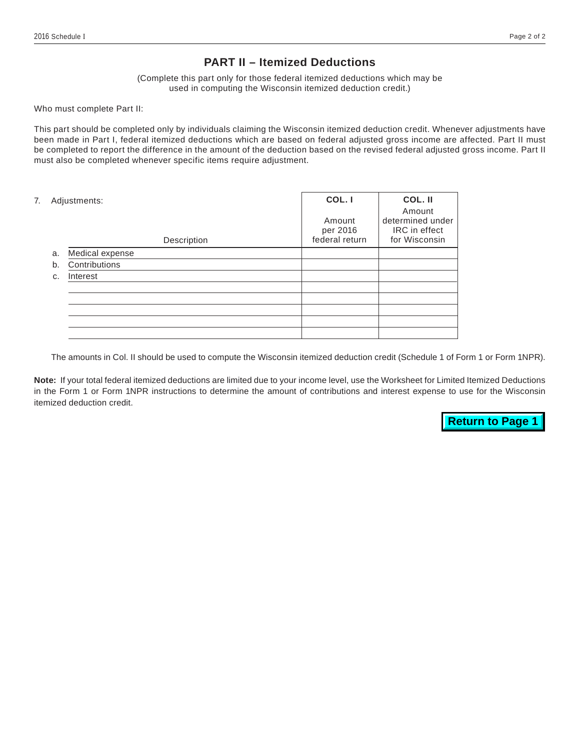## PART II – Itemized Deductions

(Complete this part only for those federal itemized deductions which may be used in computing the Wisconsin itemized deduction credit.)

Who must complete Part II:

This part should be completed only by individuals claiming the Wisconsin itemized deduction credit. Whenever adjustments have been made in Part I, federal itemized deductions which are based on federal adjusted gross income are affected. Part II must be completed to report the difference in the amount of the deduction based on the revised federal adjusted gross income. Part II must also be completed whenever specific items require adjustment.

7. Adjustments:

| | Description | COL. I Amount per 2016 federal return | COL. II Amount determined under IRC in effect for Wisconsin |
|---|---|---|---|
| a. | Medical expense | | |
| b. | Contributions | | |
| c. | Interest | | |
| | | | |
| | | | |
| | | | |
| | | | |
| | | | |

The amounts in Col. II should be used to compute the Wisconsin itemized deduction credit (Schedule 1 of Form 1 or Form 1NPR).

**Note:** If your total federal itemized deductions are limited due to your income level, use the Worksheet for Limited Itemized Deductions in the Form 1 or Form 1NPR instructions to determine the amount of contributions and interest expense to use for the Wisconsin itemized deduction credit.

**Return to Page 1**